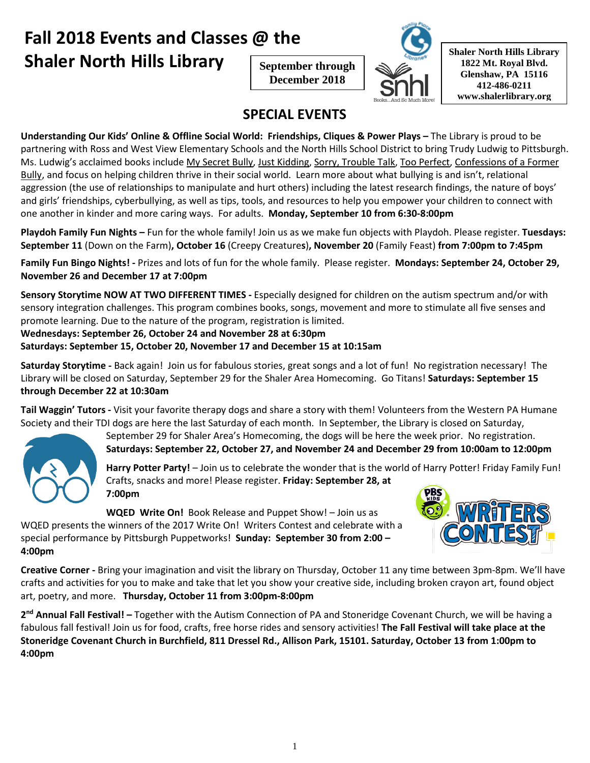# Fall 2018 Events and Classes @ the Shaler North Hills Library

**September through December 2018**

**Shaler North Hills Library**
**1822 Mt. Royal Blvd.**
**Glenshaw, PA 15116**
**412-486-0211**
**www.shalerlibrary.org**

## SPECIAL EVENTS

**Understanding Our Kids' Online & Offline Social World: Friendships, Cliques & Power Plays –** The Library is proud to be partnering with Ross and West View Elementary Schools and the North Hills School District to bring Trudy Ludwig to Pittsburgh. Ms. Ludwig's acclaimed books include My Secret Bully, Just Kidding, Sorry, Trouble Talk, Too Perfect, Confessions of a Former Bully, and focus on helping children thrive in their social world. Learn more about what bullying is and isn't, relational aggression (the use of relationships to manipulate and hurt others) including the latest research findings, the nature of boys' and girls' friendships, cyberbullying, as well as tips, tools, and resources to help you empower your children to connect with one another in kinder and more caring ways. For adults. **Monday, September 10 from 6:30-8:00pm**

**Playdoh Family Fun Nights –** Fun for the whole family! Join us as we make fun objects with Playdoh. Please register. **Tuesdays: September 11** (Down on the Farm)**, October 16** (Creepy Creatures)**, November 20** (Family Feast) **from 7:00pm to 7:45pm**

**Family Fun Bingo Nights! -** Prizes and lots of fun for the whole family. Please register. **Mondays: September 24, October 29, November 26 and December 17 at 7:00pm**

**Sensory Storytime NOW AT TWO DIFFERENT TIMES -** Especially designed for children on the autism spectrum and/or with sensory integration challenges. This program combines books, songs, movement and more to stimulate all five senses and promote learning. Due to the nature of the program, registration is limited.
**Wednesdays: September 26, October 24 and November 28 at 6:30pm**
**Saturdays: September 15, October 20, November 17 and December 15 at 10:15am**

**Saturday Storytime -** Back again! Join us for fabulous stories, great songs and a lot of fun! No registration necessary! The Library will be closed on Saturday, September 29 for the Shaler Area Homecoming. Go Titans! **Saturdays: September 15 through December 22 at 10:30am**

**Tail Waggin' Tutors -** Visit your favorite therapy dogs and share a story with them! Volunteers from the Western PA Humane Society and their TDI dogs are here the last Saturday of each month. In September, the Library is closed on Saturday, September 29 for Shaler Area's Homecoming, the dogs will be here the week prior. No registration. **Saturdays: September 22, October 27, and November 24 and December 29 from 10:00am to 12:00pm**

**Harry Potter Party!** – Join us to celebrate the wonder that is the world of Harry Potter! Friday Family Fun! Crafts, snacks and more! Please register. **Friday: September 28, at 7:00pm**

**WQED Write On!** Book Release and Puppet Show! – Join us as WQED presents the winners of the 2017 Write On! Writers Contest and celebrate with a special performance by Pittsburgh Puppetworks! **Sunday: September 30 from 2:00 – 4:00pm**

**Creative Corner -** Bring your imagination and visit the library on Thursday, October 11 any time between 3pm-8pm. We'll have crafts and activities for you to make and take that let you show your creative side, including broken crayon art, found object art, poetry, and more. **Thursday, October 11 from 3:00pm-8:00pm**

**2nd Annual Fall Festival! –** Together with the Autism Connection of PA and Stoneridge Covenant Church, we will be having a fabulous fall festival! Join us for food, crafts, free horse rides and sensory activities! **The Fall Festival will take place at the Stoneridge Covenant Church in Burchfield, 811 Dressel Rd., Allison Park, 15101. Saturday, October 13 from 1:00pm to 4:00pm**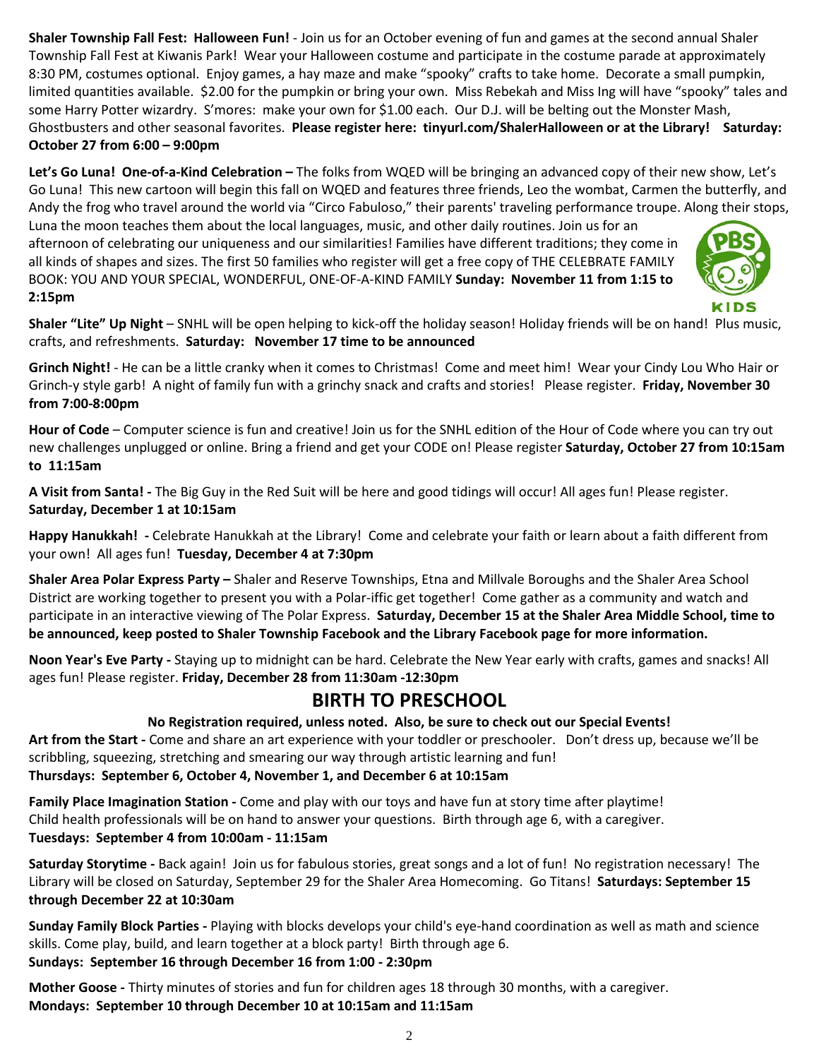**Shaler Township Fall Fest: Halloween Fun!** - Join us for an October evening of fun and games at the second annual Shaler Township Fall Fest at Kiwanis Park! Wear your Halloween costume and participate in the costume parade at approximately 8:30 PM, costumes optional. Enjoy games, a hay maze and make "spooky" crafts to take home. Decorate a small pumpkin, limited quantities available. $2.00 for the pumpkin or bring your own. Miss Rebekah and Miss Ing will have "spooky" tales and some Harry Potter wizardry. S'mores: make your own for $1.00 each. Our D.J. will be belting out the Monster Mash, Ghostbusters and other seasonal favorites. **Please register here: tinyurl.com/ShalerHalloween or at the Library! Saturday: October 27 from 6:00 – 9:00pm**

**Let's Go Luna! One-of-a-Kind Celebration –** The folks from WQED will be bringing an advanced copy of their new show, Let's Go Luna! This new cartoon will begin this fall on WQED and features three friends, Leo the wombat, Carmen the butterfly, and Andy the frog who travel around the world via "Circo Fabuloso," their parents' traveling performance troupe. Along their stops, Luna the moon teaches them about the local languages, music, and other daily routines. Join us for an afternoon of celebrating our uniqueness and our similarities! Families have different traditions; they come in all kinds of shapes and sizes. The first 50 families who register will get a free copy of THE CELEBRATE FAMILY BOOK: YOU AND YOUR SPECIAL, WONDERFUL, ONE-OF-A-KIND FAMILY **Sunday: November 11 from 1:15 to 2:15pm**

**Shaler "Lite" Up Night** – SNHL will be open helping to kick-off the holiday season! Holiday friends will be on hand! Plus music, crafts, and refreshments. **Saturday: November 17 time to be announced**

**Grinch Night!** - He can be a little cranky when it comes to Christmas! Come and meet him! Wear your Cindy Lou Who Hair or Grinch-y style garb! A night of family fun with a grinchy snack and crafts and stories! Please register. **Friday, November 30 from 7:00-8:00pm**

**Hour of Code** – Computer science is fun and creative! Join us for the SNHL edition of the Hour of Code where you can try out new challenges unplugged or online. Bring a friend and get your CODE on! Please register **Saturday, October 27 from 10:15am to 11:15am**

**A Visit from Santa! -** The Big Guy in the Red Suit will be here and good tidings will occur! All ages fun! Please register. **Saturday, December 1 at 10:15am**

**Happy Hanukkah! -** Celebrate Hanukkah at the Library! Come and celebrate your faith or learn about a faith different from your own! All ages fun! **Tuesday, December 4 at 7:30pm**

**Shaler Area Polar Express Party –** Shaler and Reserve Townships, Etna and Millvale Boroughs and the Shaler Area School District are working together to present you with a Polar-iffic get together! Come gather as a community and watch and participate in an interactive viewing of The Polar Express. **Saturday, December 15 at the Shaler Area Middle School, time to be announced, keep posted to Shaler Township Facebook and the Library Facebook page for more information.**

**Noon Year's Eve Party -** Staying up to midnight can be hard. Celebrate the New Year early with crafts, games and snacks! All ages fun! Please register. **Friday, December 28 from 11:30am -12:30pm**

## BIRTH TO PRESCHOOL

**No Registration required, unless noted. Also, be sure to check out our Special Events!**

**Art from the Start -** Come and share an art experience with your toddler or preschooler. Don't dress up, because we'll be scribbling, squeezing, stretching and smearing our way through artistic learning and fun!
**Thursdays: September 6, October 4, November 1, and December 6 at 10:15am**

**Family Place Imagination Station -** Come and play with our toys and have fun at story time after playtime! Child health professionals will be on hand to answer your questions. Birth through age 6, with a caregiver.
**Tuesdays: September 4 from 10:00am - 11:15am**

**Saturday Storytime -** Back again! Join us for fabulous stories, great songs and a lot of fun! No registration necessary! The Library will be closed on Saturday, September 29 for the Shaler Area Homecoming. Go Titans! **Saturdays: September 15 through December 22 at 10:30am**

**Sunday Family Block Parties -** Playing with blocks develops your child's eye-hand coordination as well as math and science skills. Come play, build, and learn together at a block party! Birth through age 6.
**Sundays: September 16 through December 16 from 1:00 - 2:30pm**

**Mother Goose -** Thirty minutes of stories and fun for children ages 18 through 30 months, with a caregiver.
**Mondays: September 10 through December 10 at 10:15am and 11:15am**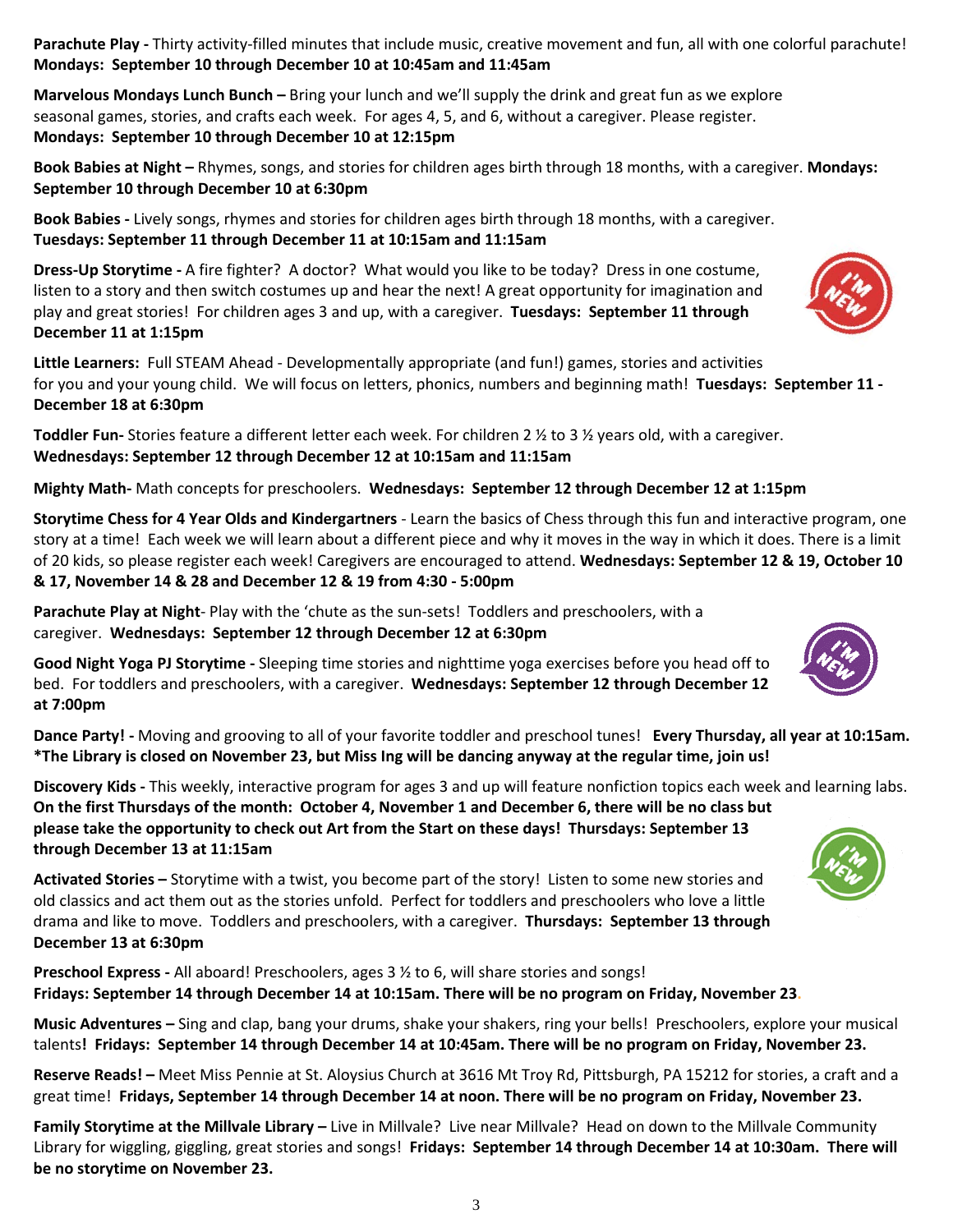**Parachute Play -** Thirty activity-filled minutes that include music, creative movement and fun, all with one colorful parachute! **Mondays: September 10 through December 10 at 10:45am and 11:45am**

**Marvelous Mondays Lunch Bunch –** Bring your lunch and we'll supply the drink and great fun as we explore seasonal games, stories, and crafts each week. For ages 4, 5, and 6, without a caregiver. Please register. **Mondays: September 10 through December 10 at 12:15pm**

**Book Babies at Night –** Rhymes, songs, and stories for children ages birth through 18 months, with a caregiver. **Mondays: September 10 through December 10 at 6:30pm**

**Book Babies -** Lively songs, rhymes and stories for children ages birth through 18 months, with a caregiver. **Tuesdays: September 11 through December 11 at 10:15am and 11:15am**

**Dress-Up Storytime -** A fire fighter? A doctor? What would you like to be today? Dress in one costume, listen to a story and then switch costumes up and hear the next! A great opportunity for imagination and play and great stories! For children ages 3 and up, with a caregiver. **Tuesdays: September 11 through December 11 at 1:15pm**

**Little Learners:** Full STEAM Ahead - Developmentally appropriate (and fun!) games, stories and activities for you and your young child. We will focus on letters, phonics, numbers and beginning math! **Tuesdays: September 11 - December 18 at 6:30pm**

**Toddler Fun-** Stories feature a different letter each week. For children 2 ½ to 3 ½ years old, with a caregiver. **Wednesdays: September 12 through December 12 at 10:15am and 11:15am**

**Mighty Math-** Math concepts for preschoolers. **Wednesdays: September 12 through December 12 at 1:15pm**

**Storytime Chess for 4 Year Olds and Kindergartners** - Learn the basics of Chess through this fun and interactive program, one story at a time! Each week we will learn about a different piece and why it moves in the way in which it does. There is a limit of 20 kids, so please register each week! Caregivers are encouraged to attend. **Wednesdays: September 12 & 19, October 10 & 17, November 14 & 28 and December 12 & 19 from 4:30 - 5:00pm**

**Parachute Play at Night**- Play with the 'chute as the sun-sets! Toddlers and preschoolers, with a caregiver. **Wednesdays: September 12 through December 12 at 6:30pm**

**Good Night Yoga PJ Storytime -** Sleeping time stories and nighttime yoga exercises before you head off to bed. For toddlers and preschoolers, with a caregiver. **Wednesdays: September 12 through December 12 at 7:00pm**

**Dance Party! -** Moving and grooving to all of your favorite toddler and preschool tunes! **Every Thursday, all year at 10:15am. *The Library is closed on November 23, but Miss Ing will be dancing anyway at the regular time, join us!**

**Discovery Kids -** This weekly, interactive program for ages 3 and up will feature nonfiction topics each week and learning labs. **On the first Thursdays of the month: October 4, November 1 and December 6, there will be no class but please take the opportunity to check out Art from the Start on these days! Thursdays: September 13 through December 13 at 11:15am**

**Activated Stories –** Storytime with a twist, you become part of the story! Listen to some new stories and old classics and act them out as the stories unfold. Perfect for toddlers and preschoolers who love a little drama and like to move. Toddlers and preschoolers, with a caregiver. **Thursdays: September 13 through December 13 at 6:30pm**

**Preschool Express -** All aboard! Preschoolers, ages 3 ½ to 6, will share stories and songs! **Fridays: September 14 through December 14 at 10:15am. There will be no program on Friday, November 23.**

**Music Adventures –** Sing and clap, bang your drums, shake your shakers, ring your bells! Preschoolers, explore your musical talents**! Fridays: September 14 through December 14 at 10:45am. There will be no program on Friday, November 23.**

**Reserve Reads! –** Meet Miss Pennie at St. Aloysius Church at 3616 Mt Troy Rd, Pittsburgh, PA 15212 for stories, a craft and a great time! **Fridays, September 14 through December 14 at noon. There will be no program on Friday, November 23.**

**Family Storytime at the Millvale Library –** Live in Millvale? Live near Millvale? Head on down to the Millvale Community Library for wiggling, giggling, great stories and songs! **Fridays: September 14 through December 14 at 10:30am. There will be no storytime on November 23.**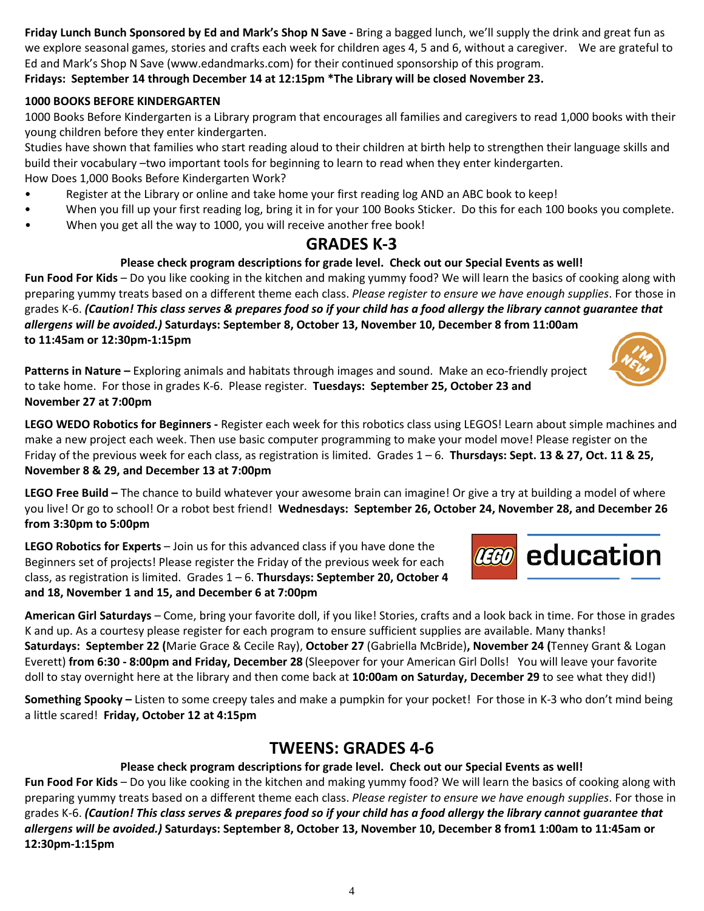**Friday Lunch Bunch Sponsored by Ed and Mark's Shop N Save -** Bring a bagged lunch, we'll supply the drink and great fun as we explore seasonal games, stories and crafts each week for children ages 4, 5 and 6, without a caregiver. We are grateful to Ed and Mark's Shop N Save (www.edandmarks.com) for their continued sponsorship of this program.
**Fridays: September 14 through December 14 at 12:15pm *The Library will be closed November 23.**

**1000 BOOKS BEFORE KINDERGARTEN**

1000 Books Before Kindergarten is a Library program that encourages all families and caregivers to read 1,000 books with their young children before they enter kindergarten.

Studies have shown that families who start reading aloud to their children at birth help to strengthen their language skills and build their vocabulary –two important tools for beginning to learn to read when they enter kindergarten.

How Does 1,000 Books Before Kindergarten Work?

- Register at the Library or online and take home your first reading log AND an ABC book to keep!
- When you fill up your first reading log, bring it in for your 100 Books Sticker. Do this for each 100 books you complete.
- When you get all the way to 1000, you will receive another free book!

## GRADES K-3

**Please check program descriptions for grade level. Check out our Special Events as well!**

**Fun Food For Kids** – Do you like cooking in the kitchen and making yummy food? We will learn the basics of cooking along with preparing yummy treats based on a different theme each class. *Please register to ensure we have enough supplies*. For those in grades K-6. ***(Caution! This class serves & prepares food so if your child has a food allergy the library cannot guarantee that allergens will be avoided.)*** **Saturdays: September 8, October 13, November 10, December 8 from 11:00am to 11:45am or 12:30pm-1:15pm**

**Patterns in Nature –** Exploring animals and habitats through images and sound. Make an eco-friendly project to take home. For those in grades K-6. Please register. **Tuesdays: September 25, October 23 and November 27 at 7:00pm**

**LEGO WEDO Robotics for Beginners -** Register each week for this robotics class using LEGOS! Learn about simple machines and make a new project each week. Then use basic computer programming to make your model move! Please register on the Friday of the previous week for each class, as registration is limited. Grades 1 – 6. **Thursdays: Sept. 13 & 27, Oct. 11 & 25, November 8 & 29, and December 13 at 7:00pm**

**LEGO Free Build –** The chance to build whatever your awesome brain can imagine! Or give a try at building a model of where you live! Or go to school! Or a robot best friend! **Wednesdays: September 26, October 24, November 28, and December 26 from 3:30pm to 5:00pm**

**LEGO Robotics for Experts** – Join us for this advanced class if you have done the Beginners set of projects! Please register the Friday of the previous week for each class, as registration is limited. Grades 1 – 6. **Thursdays: September 20, October 4 and 18, November 1 and 15, and December 6 at 7:00pm**

**American Girl Saturdays** – Come, bring your favorite doll, if you like! Stories, crafts and a look back in time. For those in grades K and up. As a courtesy please register for each program to ensure sufficient supplies are available. Many thanks!
**Saturdays: September 22 (**Marie Grace & Cecile Ray), **October 27** (Gabriella McBride)**, November 24 (**Tenney Grant & Logan Everett) **from 6:30 - 8:00pm and Friday, December 28** (Sleepover for your American Girl Dolls! You will leave your favorite doll to stay overnight here at the library and then come back at **10:00am on Saturday, December 29** to see what they did!)

**Something Spooky –** Listen to some creepy tales and make a pumpkin for your pocket! For those in K-3 who don't mind being a little scared! **Friday, October 12 at 4:15pm**

## TWEENS: GRADES 4-6

**Please check program descriptions for grade level. Check out our Special Events as well!**

**Fun Food For Kids** – Do you like cooking in the kitchen and making yummy food? We will learn the basics of cooking along with preparing yummy treats based on a different theme each class. *Please register to ensure we have enough supplies*. For those in grades K-6. ***(Caution! This class serves & prepares food so if your child has a food allergy the library cannot guarantee that allergens will be avoided.)*** **Saturdays: September 8, October 13, November 10, December 8 from1 1:00am to 11:45am or 12:30pm-1:15pm**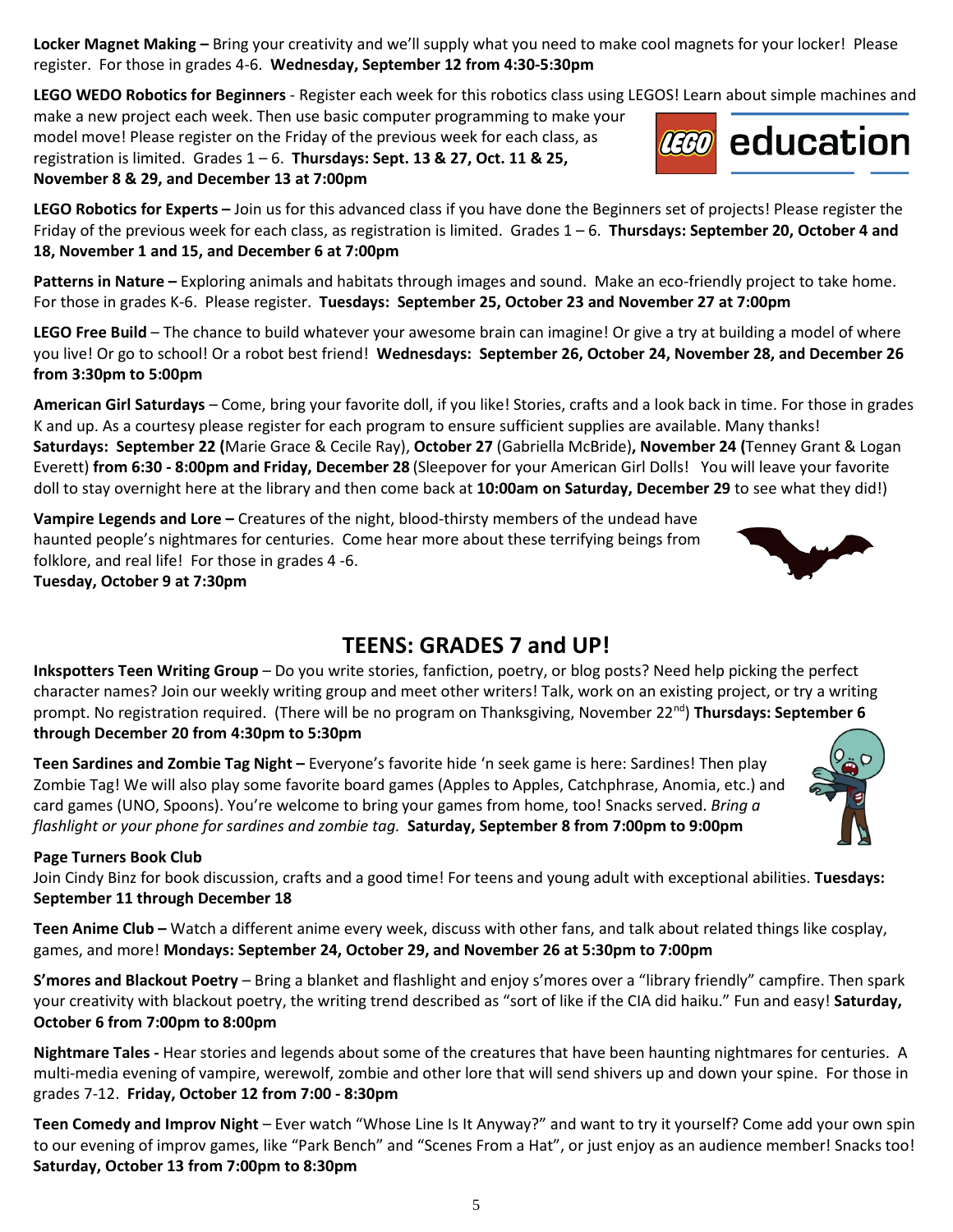**Locker Magnet Making –** Bring your creativity and we'll supply what you need to make cool magnets for your locker! Please register. For those in grades 4-6. **Wednesday, September 12 from 4:30-5:30pm**

**LEGO WEDO Robotics for Beginners** - Register each week for this robotics class using LEGOS! Learn about simple machines and make a new project each week. Then use basic computer programming to make your model move! Please register on the Friday of the previous week for each class, as registration is limited. Grades 1 – 6. **Thursdays: Sept. 13 & 27, Oct. 11 & 25, November 8 & 29, and December 13 at 7:00pm**

**LEGO Robotics for Experts –** Join us for this advanced class if you have done the Beginners set of projects! Please register the Friday of the previous week for each class, as registration is limited. Grades 1 – 6. **Thursdays: September 20, October 4 and 18, November 1 and 15, and December 6 at 7:00pm**

**Patterns in Nature –** Exploring animals and habitats through images and sound. Make an eco-friendly project to take home. For those in grades K-6. Please register. **Tuesdays: September 25, October 23 and November 27 at 7:00pm**

**LEGO Free Build** – The chance to build whatever your awesome brain can imagine! Or give a try at building a model of where you live! Or go to school! Or a robot best friend! **Wednesdays: September 26, October 24, November 28, and December 26 from 3:30pm to 5:00pm**

**American Girl Saturdays** – Come, bring your favorite doll, if you like! Stories, crafts and a look back in time. For those in grades K and up. As a courtesy please register for each program to ensure sufficient supplies are available. Many thanks! **Saturdays: September 22 (**Marie Grace & Cecile Ray), **October 27** (Gabriella McBride)**, November 24 (**Tenney Grant & Logan Everett) **from 6:30 - 8:00pm and Friday, December 28** (Sleepover for your American Girl Dolls! You will leave your favorite doll to stay overnight here at the library and then come back at **10:00am on Saturday, December 29** to see what they did!)

**Vampire Legends and Lore –** Creatures of the night, blood-thirsty members of the undead have haunted people's nightmares for centuries. Come hear more about these terrifying beings from folklore, and real life! For those in grades 4 -6.
**Tuesday, October 9 at 7:30pm**

## TEENS: GRADES 7 and UP!

**Inkspotters Teen Writing Group** – Do you write stories, fanfiction, poetry, or blog posts? Need help picking the perfect character names? Join our weekly writing group and meet other writers! Talk, work on an existing project, or try a writing prompt. No registration required. (There will be no program on Thanksgiving, November 22nd) **Thursdays: September 6 through December 20 from 4:30pm to 5:30pm**

**Teen Sardines and Zombie Tag Night –** Everyone's favorite hide 'n seek game is here: Sardines! Then play Zombie Tag! We will also play some favorite board games (Apples to Apples, Catchphrase, Anomia, etc.) and card games (UNO, Spoons). You're welcome to bring your games from home, too! Snacks served. *Bring a flashlight or your phone for sardines and zombie tag.* **Saturday, September 8 from 7:00pm to 9:00pm**

**Page Turners Book Club**
Join Cindy Binz for book discussion, crafts and a good time! For teens and young adult with exceptional abilities. **Tuesdays: September 11 through December 18**

**Teen Anime Club –** Watch a different anime every week, discuss with other fans, and talk about related things like cosplay, games, and more! **Mondays: September 24, October 29, and November 26 at 5:30pm to 7:00pm**

**S'mores and Blackout Poetry** – Bring a blanket and flashlight and enjoy s'mores over a "library friendly" campfire. Then spark your creativity with blackout poetry, the writing trend described as "sort of like if the CIA did haiku." Fun and easy! **Saturday, October 6 from 7:00pm to 8:00pm**

**Nightmare Tales -** Hear stories and legends about some of the creatures that have been haunting nightmares for centuries. A multi-media evening of vampire, werewolf, zombie and other lore that will send shivers up and down your spine. For those in grades 7-12. **Friday, October 12 from 7:00 - 8:30pm**

**Teen Comedy and Improv Night** – Ever watch "Whose Line Is It Anyway?" and want to try it yourself? Come add your own spin to our evening of improv games, like "Park Bench" and "Scenes From a Hat", or just enjoy as an audience member! Snacks too! **Saturday, October 13 from 7:00pm to 8:30pm**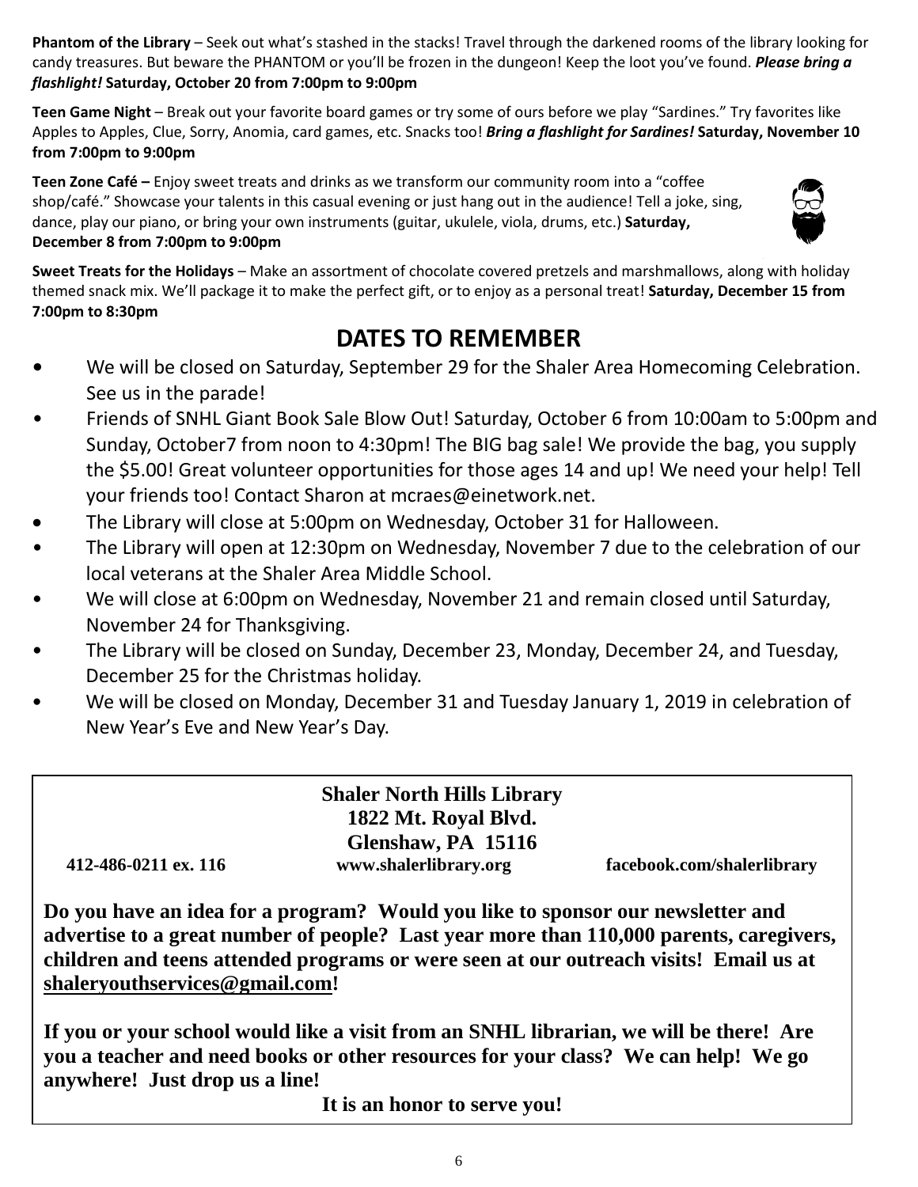**Phantom of the Library** – Seek out what's stashed in the stacks! Travel through the darkened rooms of the library looking for candy treasures. But beware the PHANTOM or you'll be frozen in the dungeon! Keep the loot you've found. ***Please bring a flashlight!*** **Saturday, October 20 from 7:00pm to 9:00pm**

**Teen Game Night** – Break out your favorite board games or try some of ours before we play "Sardines." Try favorites like Apples to Apples, Clue, Sorry, Anomia, card games, etc. Snacks too! ***Bring a flashlight for Sardines!*** **Saturday, November 10 from 7:00pm to 9:00pm**

**Teen Zone Café –** Enjoy sweet treats and drinks as we transform our community room into a "coffee shop/café." Showcase your talents in this casual evening or just hang out in the audience! Tell a joke, sing, dance, play our piano, or bring your own instruments (guitar, ukulele, viola, drums, etc.) **Saturday, December 8 from 7:00pm to 9:00pm**

**Sweet Treats for the Holidays** – Make an assortment of chocolate covered pretzels and marshmallows, along with holiday themed snack mix. We'll package it to make the perfect gift, or to enjoy as a personal treat! **Saturday, December 15 from 7:00pm to 8:30pm**

## DATES TO REMEMBER

- We will be closed on Saturday, September 29 for the Shaler Area Homecoming Celebration. See us in the parade!
- Friends of SNHL Giant Book Sale Blow Out! Saturday, October 6 from 10:00am to 5:00pm and Sunday, October7 from noon to 4:30pm! The BIG bag sale! We provide the bag, you supply the $5.00! Great volunteer opportunities for those ages 14 and up! We need your help! Tell your friends too! Contact Sharon at mcraes@einetwork.net.
- The Library will close at 5:00pm on Wednesday, October 31 for Halloween.
- The Library will open at 12:30pm on Wednesday, November 7 due to the celebration of our local veterans at the Shaler Area Middle School.
- We will close at 6:00pm on Wednesday, November 21 and remain closed until Saturday, November 24 for Thanksgiving.
- The Library will be closed on Sunday, December 23, Monday, December 24, and Tuesday, December 25 for the Christmas holiday.
- We will be closed on Monday, December 31 and Tuesday January 1, 2019 in celebration of New Year's Eve and New Year's Day.

**Shaler North Hills Library**
**1822 Mt. Royal Blvd.**
**Glenshaw, PA 15116**

**412-486-0211 ex. 116** **www.shalerlibrary.org** **facebook.com/shalerlibrary**

**Do you have an idea for a program? Would you like to sponsor our newsletter and advertise to a great number of people? Last year more than 110,000 parents, caregivers, children and teens attended programs or were seen at our outreach visits! Email us at shaleryouthservices@gmail.com!**

**If you or your school would like a visit from an SNHL librarian, we will be there! Are you a teacher and need books or other resources for your class? We can help! We go anywhere! Just drop us a line!**

**It is an honor to serve you!**